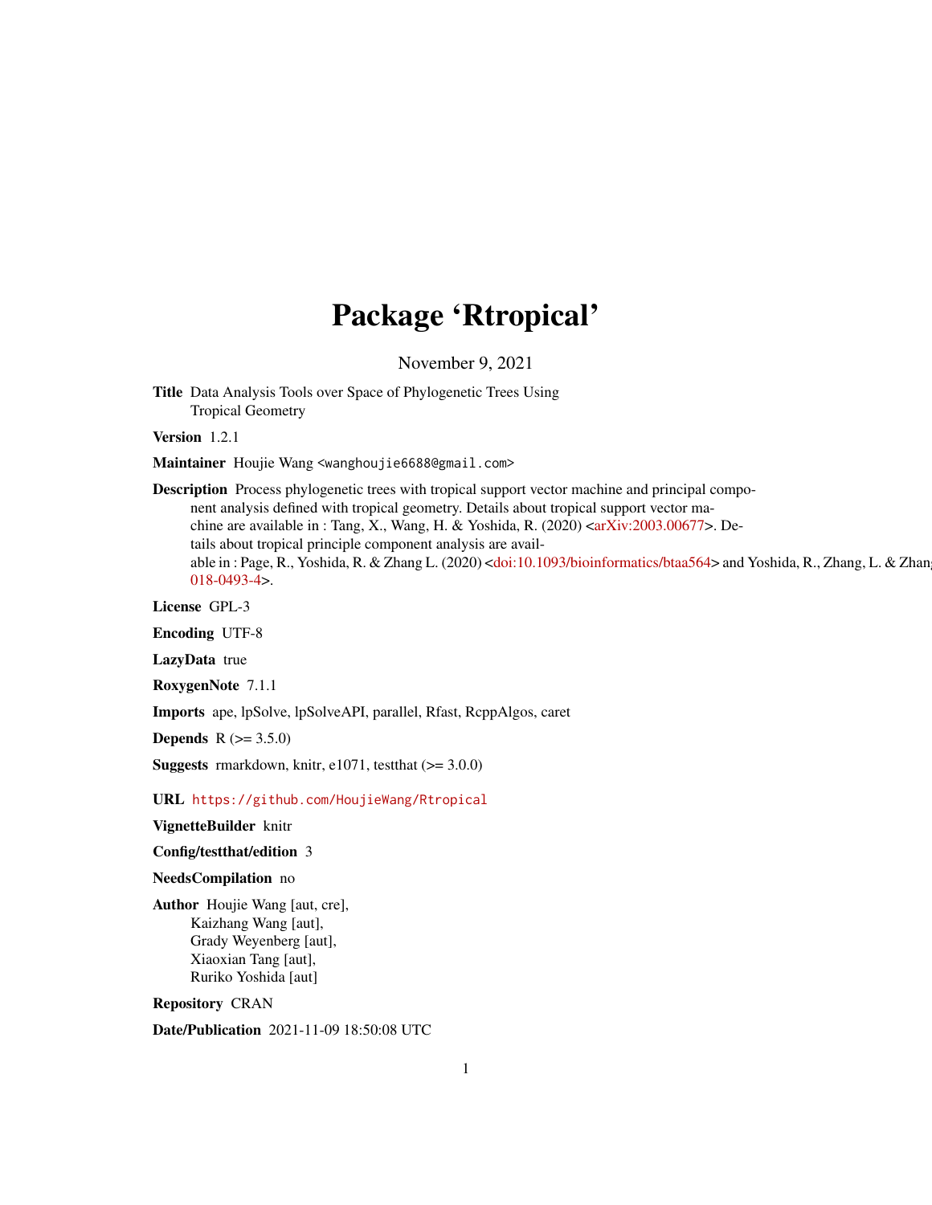# Package 'Rtropical'

November 9, 2021

**Title** Data Analysis Tools over Space of Phylogenetic Trees Using Tropical Geometry

**Version** 1.2.1

**Maintainer** Houjie Wang <wanghoujie6688@gmail.com>

**Description** Process phylogenetic trees with tropical support vector machine and principal component analysis defined with tropical geometry. Details about tropical support vector machine are available in : Tang, X., Wang, H. & Yoshida, R. (2020) <arXiv:2003.00677>. Details about tropical principle component analysis are available in : Page, R., Yoshida, R. & Zhang L. (2020) <doi:10.1093/bioinformatics/btaa564> and Yoshida, R., Zhang, L. & Zhang 018-0493-4>.

**License** GPL-3

**Encoding** UTF-8

**LazyData** true

**RoxygenNote** 7.1.1

**Imports** ape, lpSolve, lpSolveAPI, parallel, Rfast, RcppAlgos, caret

**Depends** R (>= 3.5.0)

**Suggests** rmarkdown, knitr, e1071, testthat (>= 3.0.0)

**URL** https://github.com/HoujieWang/Rtropical

**VignetteBuilder** knitr

**Config/testthat/edition** 3

**NeedsCompilation** no

**Author** Houjie Wang [aut, cre],
Kaizhang Wang [aut],
Grady Weyenberg [aut],
Xiaoxian Tang [aut],
Ruriko Yoshida [aut]

**Repository** CRAN

**Date/Publication** 2021-11-09 18:50:08 UTC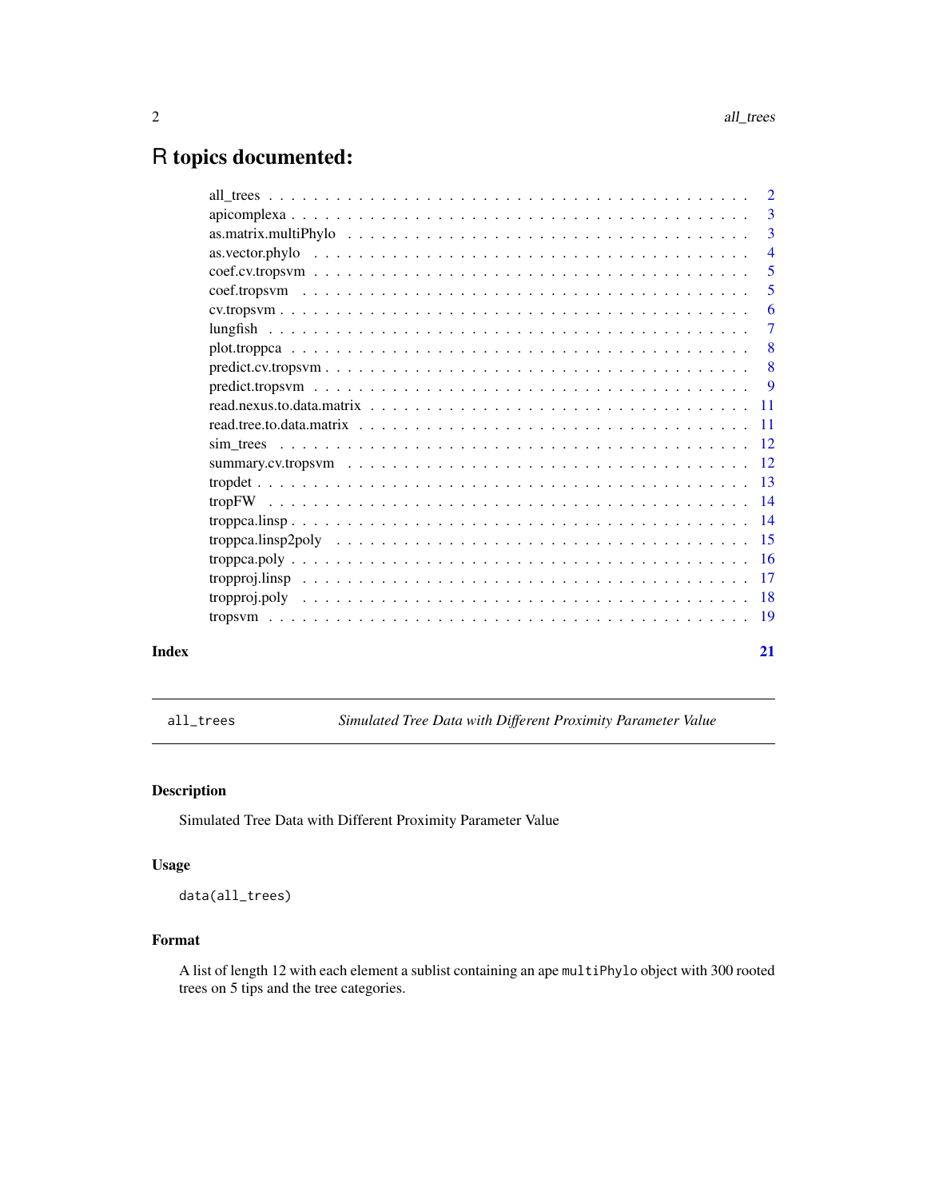# R topics documented:

| | |
|---|---|
| all_trees | 2 |
| apicomplexa | 3 |
| as.matrix.multiPhylo | 3 |
| as.vector.phylo | 4 |
| coef.cv.tropsvm | 5 |
| coef.tropsvm | 5 |
| cv.tropsvm | 6 |
| lungfish | 7 |
| plot.troppca | 8 |
| predict.cv.tropsvm | 8 |
| predict.tropsvm | 9 |
| read.nexus.to.data.matrix | 11 |
| read.tree.to.data.matrix | 11 |
| sim_trees | 12 |
| summary.cv.tropsvm | 12 |
| tropdet | 13 |
| tropFW | 14 |
| troppca.linsp | 14 |
| troppca.linsp2poly | 15 |
| troppca.poly | 16 |
| tropproj.linsp | 17 |
| tropproj.poly | 18 |
| tropsvm | 19 |
| **Index** | **21** |

---

`all_trees` *Simulated Tree Data with Different Proximity Parameter Value*

---

### Description

Simulated Tree Data with Different Proximity Parameter Value

### Usage

```
data(all_trees)
```

### Format

A list of length 12 with each element a sublist containing an ape `multiPhylo` object with 300 rooted trees on 5 tips and the tree categories.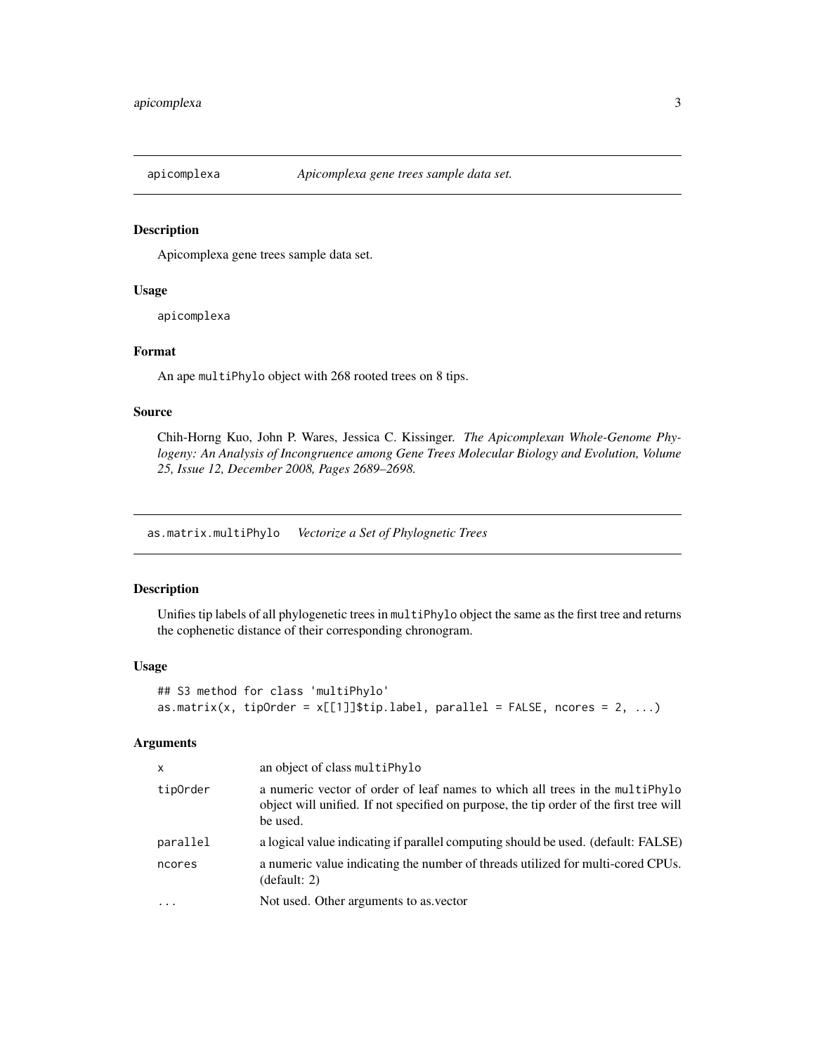## apicomplexa — *Apicomplexa gene trees sample data set.*

### Description

Apicomplexa gene trees sample data set.

### Usage

```
apicomplexa
```

### Format

An ape `multiPhylo` object with 268 rooted trees on 8 tips.

### Source

Chih-Horng Kuo, John P. Wares, Jessica C. Kissinger. *The Apicomplexan Whole-Genome Phylogeny: An Analysis of Incongruence among Gene Trees Molecular Biology and Evolution, Volume 25, Issue 12, December 2008, Pages 2689–2698.*

## as.matrix.multiPhylo — *Vectorize a Set of Phylognetic Trees*

### Description

Unifies tip labels of all phylogenetic trees in `multiPhylo` object the same as the first tree and returns the cophenetic distance of their corresponding chronogram.

### Usage

```
## S3 method for class 'multiPhylo'
as.matrix(x, tipOrder = x[[1]]$tip.label, parallel = FALSE, ncores = 2, ...)
```

### Arguments

| Argument | Description |
|---|---|
| `x` | an object of class `multiPhylo` |
| `tipOrder` | a numeric vector of order of leaf names to which all trees in the `multiPhylo` object will unified. If not specified on purpose, the tip order of the first tree will be used. |
| `parallel` | a logical value indicating if parallel computing should be used. (default: FALSE) |
| `ncores` | a numeric value indicating the number of threads utilized for multi-cored CPUs. (default: 2) |
| `...` | Not used. Other arguments to as.vector |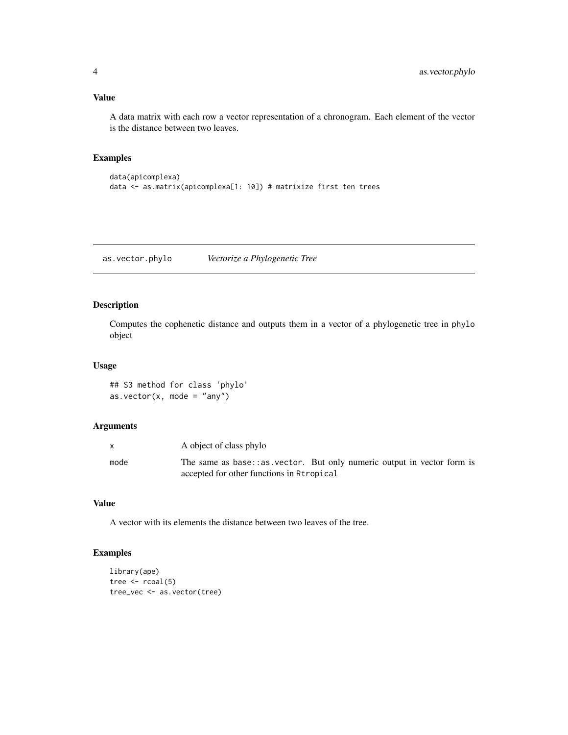### Value

A data matrix with each row a vector representation of a chronogram. Each element of the vector is the distance between two leaves.

### Examples

```
data(apicomplexa)
data <- as.matrix(apicomplexa[1: 10]) # matrixize first ten trees
```

---

## as.vector.phylo *Vectorize a Phylogenetic Tree*

---

### Description

Computes the cophenetic distance and outputs them in a vector of a phylogenetic tree in phylo object

### Usage

```
## S3 method for class 'phylo'
as.vector(x, mode = "any")
```

### Arguments

| | |
|---|---|
| x | A object of class phylo |
| mode | The same as base::as.vector. But only numeric output in vector form is accepted for other functions in Rtropical |

### Value

A vector with its elements the distance between two leaves of the tree.

### Examples

```
library(ape)
tree <- rcoal(5)
tree_vec <- as.vector(tree)
```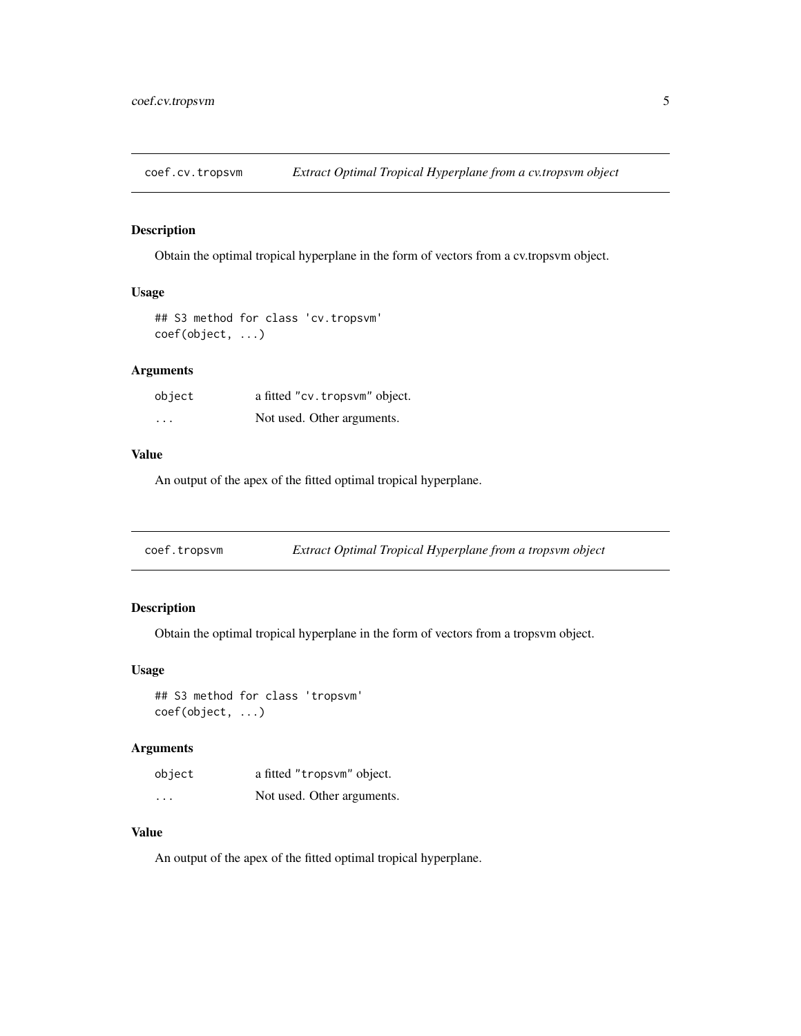## coef.cv.tropsvm *Extract Optimal Tropical Hyperplane from a cv.tropsvm object*

### Description

Obtain the optimal tropical hyperplane in the form of vectors from a cv.tropsvm object.

### Usage

```
## S3 method for class 'cv.tropsvm'
coef(object, ...)
```

### Arguments

| | |
|---|---|
| object | a fitted "cv.tropsvm" object. |
| ... | Not used. Other arguments. |

### Value

An output of the apex of the fitted optimal tropical hyperplane.

## coef.tropsvm *Extract Optimal Tropical Hyperplane from a tropsvm object*

### Description

Obtain the optimal tropical hyperplane in the form of vectors from a tropsvm object.

### Usage

```
## S3 method for class 'tropsvm'
coef(object, ...)
```

### Arguments

| | |
|---|---|
| object | a fitted "tropsvm" object. |
| ... | Not used. Other arguments. |

### Value

An output of the apex of the fitted optimal tropical hyperplane.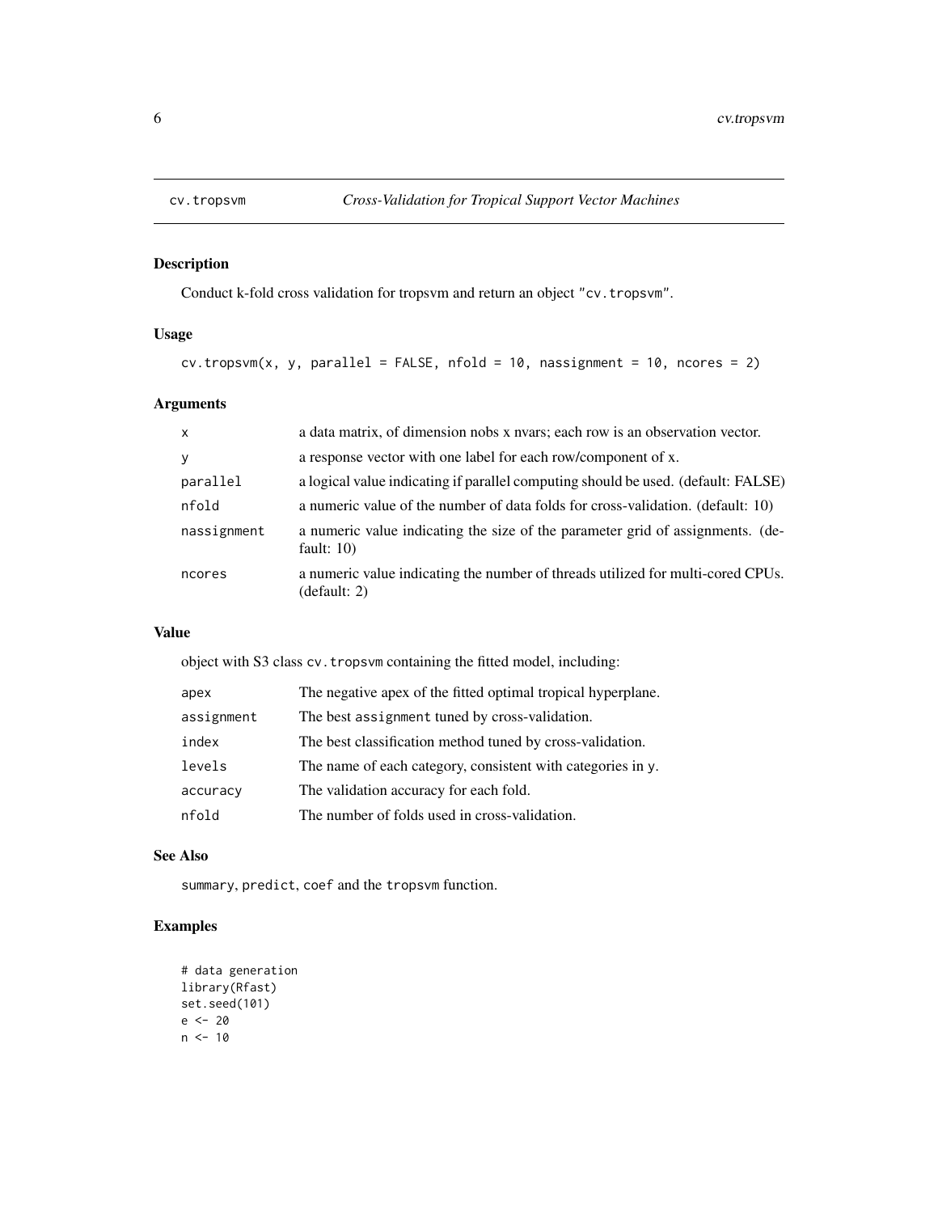# cv.tropsvm — *Cross-Validation for Tropical Support Vector Machines*

## Description

Conduct k-fold cross validation for tropsvm and return an object "cv.tropsvm".

## Usage

```
cv.tropsvm(x, y, parallel = FALSE, nfold = 10, nassignment = 10, ncores = 2)
```

## Arguments

| | |
|---|---|
| x | a data matrix, of dimension nobs x nvars; each row is an observation vector. |
| y | a response vector with one label for each row/component of x. |
| parallel | a logical value indicating if parallel computing should be used. (default: FALSE) |
| nfold | a numeric value of the number of data folds for cross-validation. (default: 10) |
| nassignment | a numeric value indicating the size of the parameter grid of assignments. (default: 10) |
| ncores | a numeric value indicating the number of threads utilized for multi-cored CPUs. (default: 2) |

## Value

object with S3 class cv.tropsvm containing the fitted model, including:

| | |
|---|---|
| apex | The negative apex of the fitted optimal tropical hyperplane. |
| assignment | The best assignment tuned by cross-validation. |
| index | The best classification method tuned by cross-validation. |
| levels | The name of each category, consistent with categories in y. |
| accuracy | The validation accuracy for each fold. |
| nfold | The number of folds used in cross-validation. |

## See Also

summary, predict, coef and the tropsvm function.

## Examples

```
# data generation
library(Rfast)
set.seed(101)
e <- 20
n <- 10
```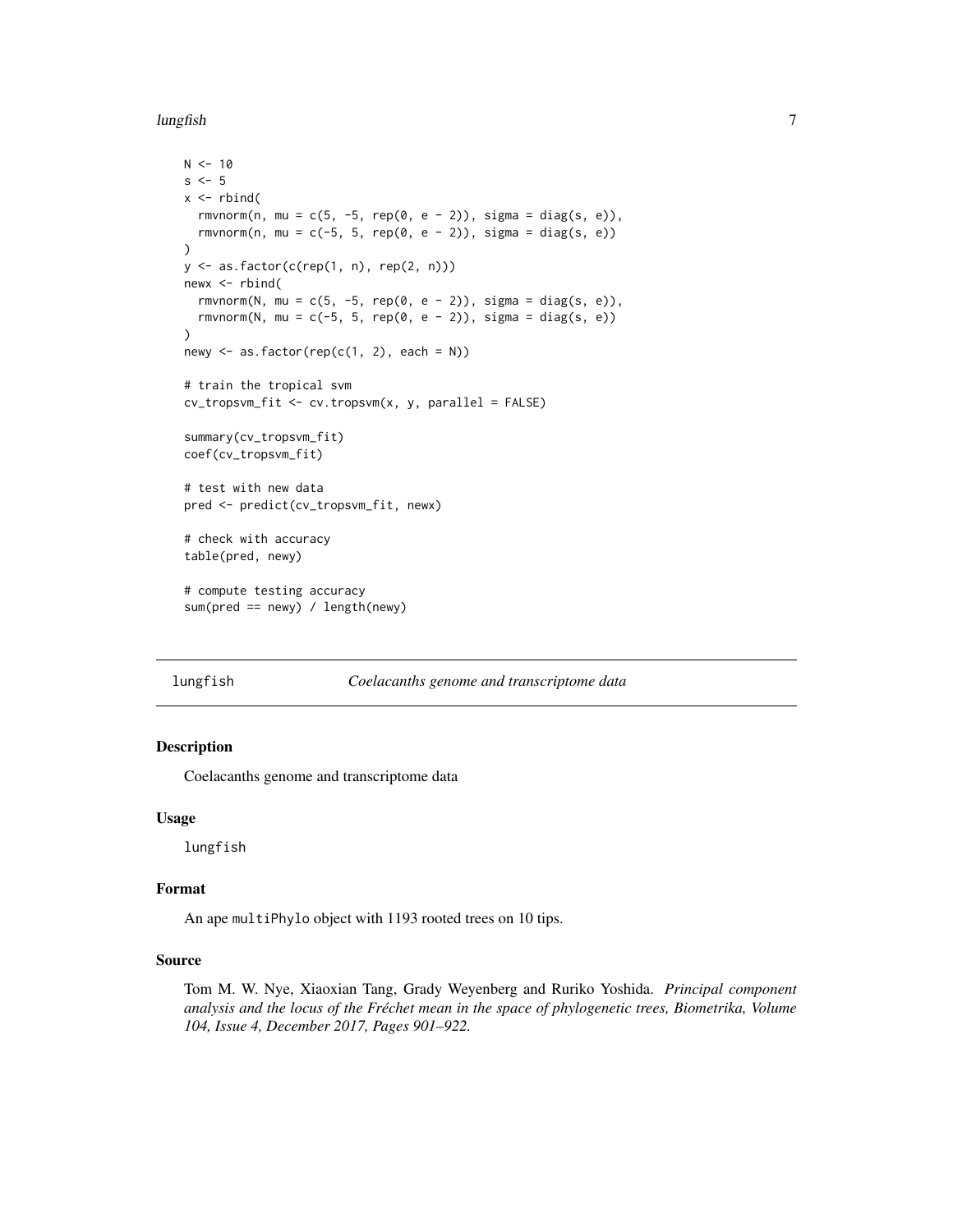```
N <- 10
s <- 5
x <- rbind(
  rmvnorm(n, mu = c(5, -5, rep(0, e - 2)), sigma = diag(s, e)),
  rmvnorm(n, mu = c(-5, 5, rep(0, e - 2)), sigma = diag(s, e))
)
y <- as.factor(c(rep(1, n), rep(2, n)))
newx <- rbind(
  rmvnorm(N, mu = c(5, -5, rep(0, e - 2)), sigma = diag(s, e)),
  rmvnorm(N, mu = c(-5, 5, rep(0, e - 2)), sigma = diag(s, e))
)
newy <- as.factor(rep(c(1, 2), each = N))

# train the tropical svm
cv_tropsvm_fit <- cv.tropsvm(x, y, parallel = FALSE)

summary(cv_tropsvm_fit)
coef(cv_tropsvm_fit)

# test with new data
pred <- predict(cv_tropsvm_fit, newx)

# check with accuracy
table(pred, newy)

# compute testing accuracy
sum(pred == newy) / length(newy)
```

---

## lungfish — *Coelacanths genome and transcriptome data*

### Description

Coelacanths genome and transcriptome data

### Usage

```
lungfish
```

### Format

An ape `multiPhylo` object with 1193 rooted trees on 10 tips.

### Source

Tom M. W. Nye, Xiaoxian Tang, Grady Weyenberg and Ruriko Yoshida. *Principal component analysis and the locus of the Fréchet mean in the space of phylogenetic trees, Biometrika, Volume 104, Issue 4, December 2017, Pages 901–922.*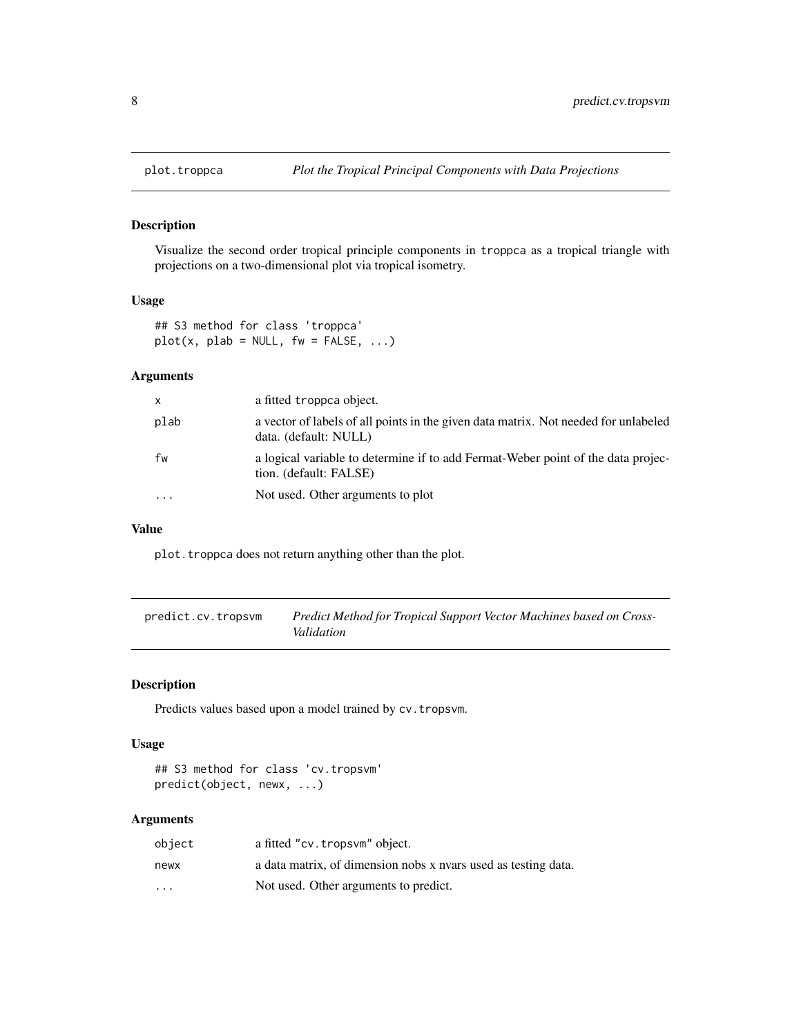## plot.troppca — *Plot the Tropical Principal Components with Data Projections*

### Description

Visualize the second order tropical principle components in troppca as a tropical triangle with projections on a two-dimensional plot via tropical isometry.

### Usage

```
## S3 method for class 'troppca'
plot(x, plab = NULL, fw = FALSE, ...)
```

### Arguments

| | |
|---|---|
| x | a fitted troppca object. |
| plab | a vector of labels of all points in the given data matrix. Not needed for unlabeled data. (default: NULL) |
| fw | a logical variable to determine if to add Fermat-Weber point of the data projection. (default: FALSE) |
| ... | Not used. Other arguments to plot |

### Value

plot.troppca does not return anything other than the plot.

## predict.cv.tropsvm — *Predict Method for Tropical Support Vector Machines based on Cross-Validation*

### Description

Predicts values based upon a model trained by cv.tropsvm.

### Usage

```
## S3 method for class 'cv.tropsvm'
predict(object, newx, ...)
```

### Arguments

| | |
|---|---|
| object | a fitted "cv.tropsvm" object. |
| newx | a data matrix, of dimension nobs x nvars used as testing data. |
| ... | Not used. Other arguments to predict. |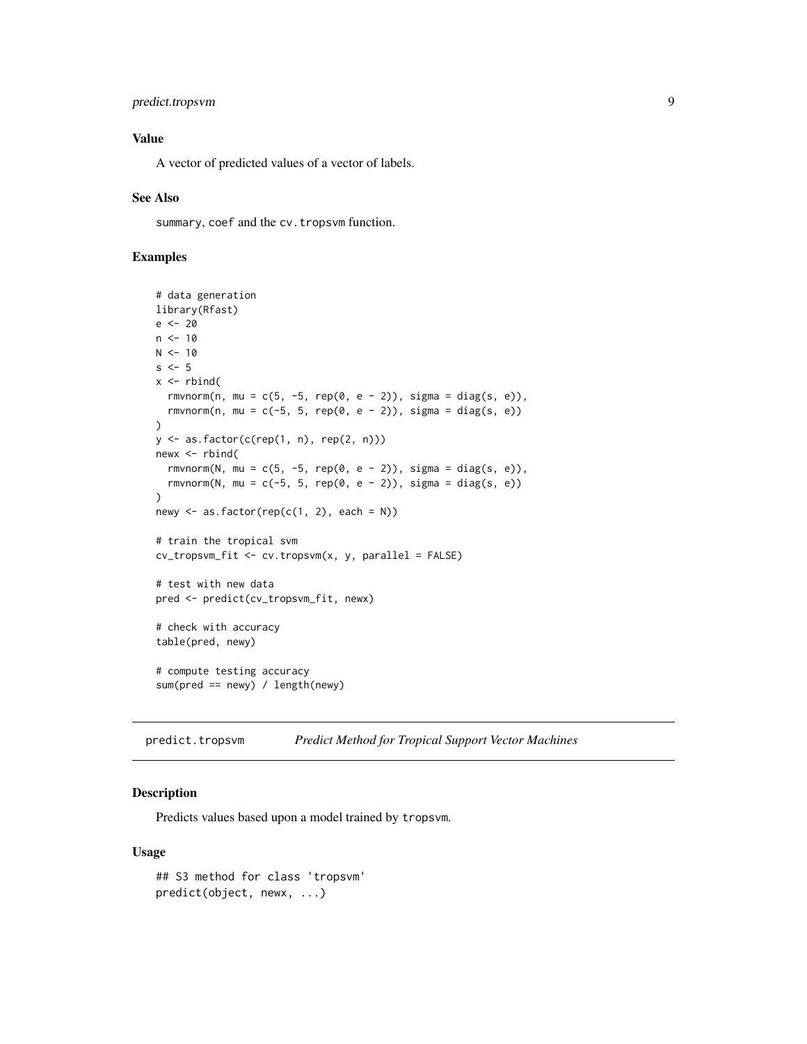### Value

A vector of predicted values of a vector of labels.

### See Also

`summary`, `coef` and the `cv.tropsvm` function.

### Examples

```
# data generation
library(Rfast)
e <- 20
n <- 10
N <- 10
s <- 5
x <- rbind(
  rmvnorm(n, mu = c(5, -5, rep(0, e - 2)), sigma = diag(s, e)),
  rmvnorm(n, mu = c(-5, 5, rep(0, e - 2)), sigma = diag(s, e))
)
y <- as.factor(c(rep(1, n), rep(2, n)))
newx <- rbind(
  rmvnorm(N, mu = c(5, -5, rep(0, e - 2)), sigma = diag(s, e)),
  rmvnorm(N, mu = c(-5, 5, rep(0, e - 2)), sigma = diag(s, e))
)
newy <- as.factor(rep(c(1, 2), each = N))

# train the tropical svm
cv_tropsvm_fit <- cv.tropsvm(x, y, parallel = FALSE)

# test with new data
pred <- predict(cv_tropsvm_fit, newx)

# check with accuracy
table(pred, newy)

# compute testing accuracy
sum(pred == newy) / length(newy)
```

---

## predict.tropsvm    *Predict Method for Tropical Support Vector Machines*

---

### Description

Predicts values based upon a model trained by `tropsvm`.

### Usage

```
## S3 method for class 'tropsvm'
predict(object, newx, ...)
```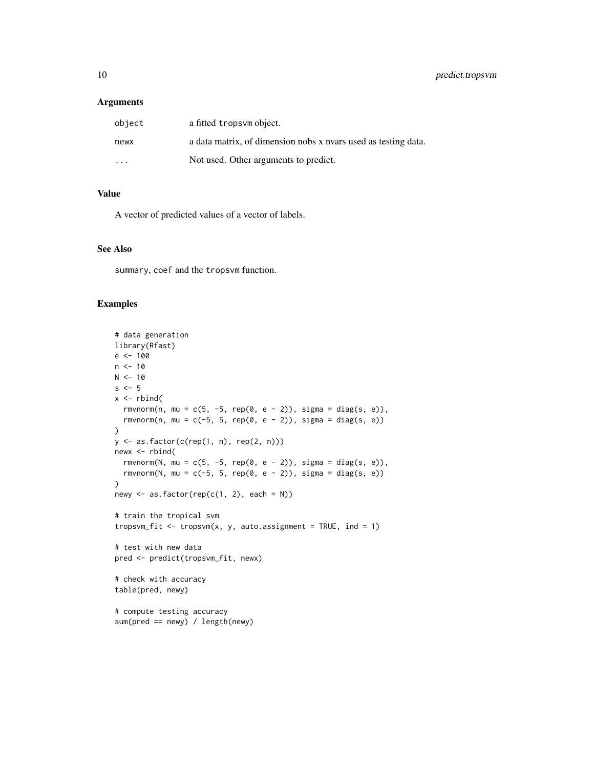## Arguments

| | |
|---|---|
| `object` | a fitted `tropsvm` object. |
| `newx` | a data matrix, of dimension nobs x nvars used as testing data. |
| `...` | Not used. Other arguments to predict. |

## Value

A vector of predicted values of a vector of labels.

## See Also

`summary`, `coef` and the `tropsvm` function.

## Examples

```
# data generation
library(Rfast)
e <- 100
n <- 10
N <- 10
s <- 5
x <- rbind(
  rmvnorm(n, mu = c(5, -5, rep(0, e - 2)), sigma = diag(s, e)),
  rmvnorm(n, mu = c(-5, 5, rep(0, e - 2)), sigma = diag(s, e))
)
y <- as.factor(c(rep(1, n), rep(2, n)))
newx <- rbind(
  rmvnorm(N, mu = c(5, -5, rep(0, e - 2)), sigma = diag(s, e)),
  rmvnorm(N, mu = c(-5, 5, rep(0, e - 2)), sigma = diag(s, e))
)
newy <- as.factor(rep(c(1, 2), each = N))

# train the tropical svm
tropsvm_fit <- tropsvm(x, y, auto.assignment = TRUE, ind = 1)

# test with new data
pred <- predict(tropsvm_fit, newx)

# check with accuracy
table(pred, newy)

# compute testing accuracy
sum(pred == newy) / length(newy)
```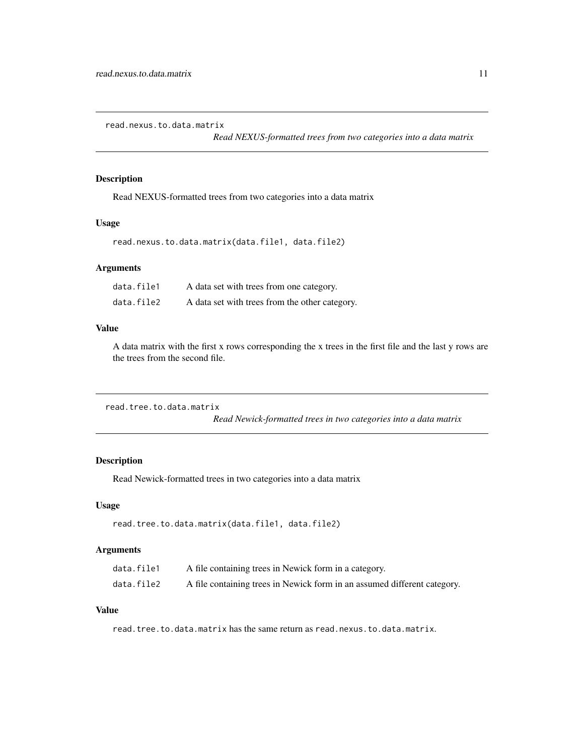## read.nexus.to.data.matrix

*Read NEXUS-formatted trees from two categories into a data matrix*

### Description

Read NEXUS-formatted trees from two categories into a data matrix

### Usage

```
read.nexus.to.data.matrix(data.file1, data.file2)
```

### Arguments

| | |
|---|---|
| data.file1 | A data set with trees from one category. |
| data.file2 | A data set with trees from the other category. |

### Value

A data matrix with the first x rows corresponding the x trees in the first file and the last y rows are the trees from the second file.

## read.tree.to.data.matrix

*Read Newick-formatted trees in two categories into a data matrix*

### Description

Read Newick-formatted trees in two categories into a data matrix

### Usage

```
read.tree.to.data.matrix(data.file1, data.file2)
```

### Arguments

| | |
|---|---|
| data.file1 | A file containing trees in Newick form in a category. |
| data.file2 | A file containing trees in Newick form in an assumed different category. |

### Value

`read.tree.to.data.matrix` has the same return as `read.nexus.to.data.matrix`.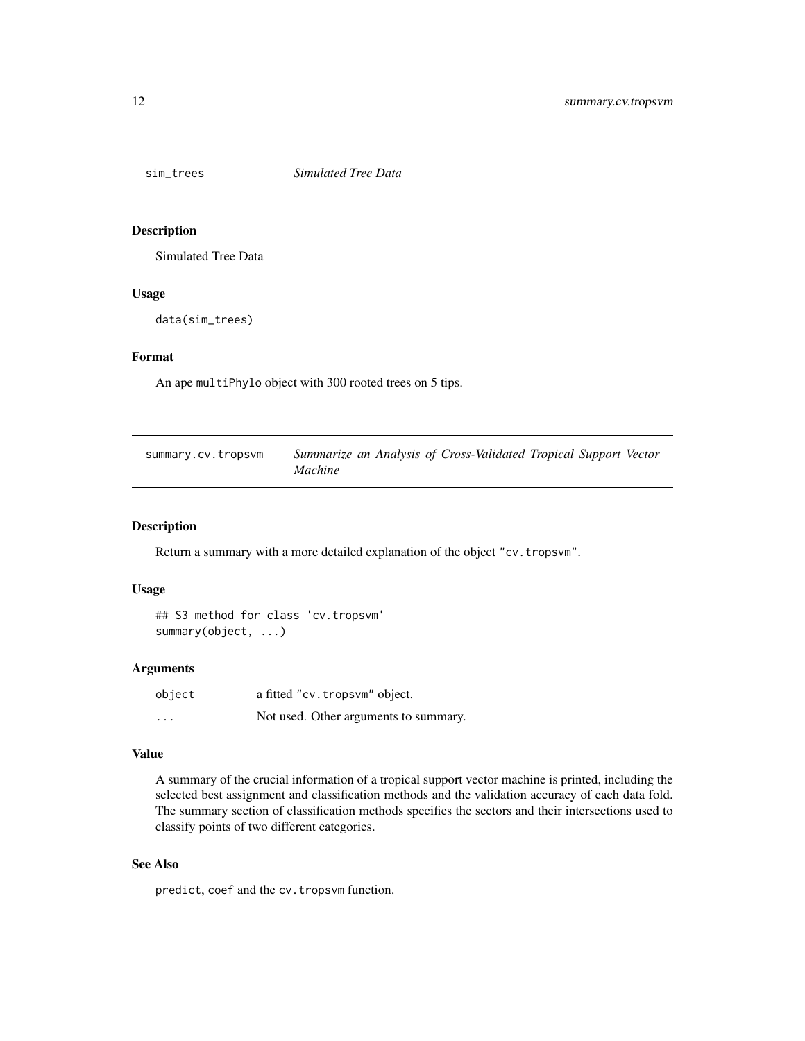## sim_trees *Simulated Tree Data*

### Description

Simulated Tree Data

### Usage

```
data(sim_trees)
```

### Format

An ape `multiPhylo` object with 300 rooted trees on 5 tips.

## summary.cv.tropsvm *Summarize an Analysis of Cross-Validated Tropical Support Vector Machine*

### Description

Return a summary with a more detailed explanation of the object `"cv.tropsvm"`.

### Usage

```
## S3 method for class 'cv.tropsvm'
summary(object, ...)
```

### Arguments

| | |
|---|---|
| `object` | a fitted `"cv.tropsvm"` object. |
| `...` | Not used. Other arguments to summary. |

### Value

A summary of the crucial information of a tropical support vector machine is printed, including the selected best assignment and classification methods and the validation accuracy of each data fold. The summary section of classification methods specifies the sectors and their intersections used to classify points of two different categories.

### See Also

`predict`, `coef` and the `cv.tropsvm` function.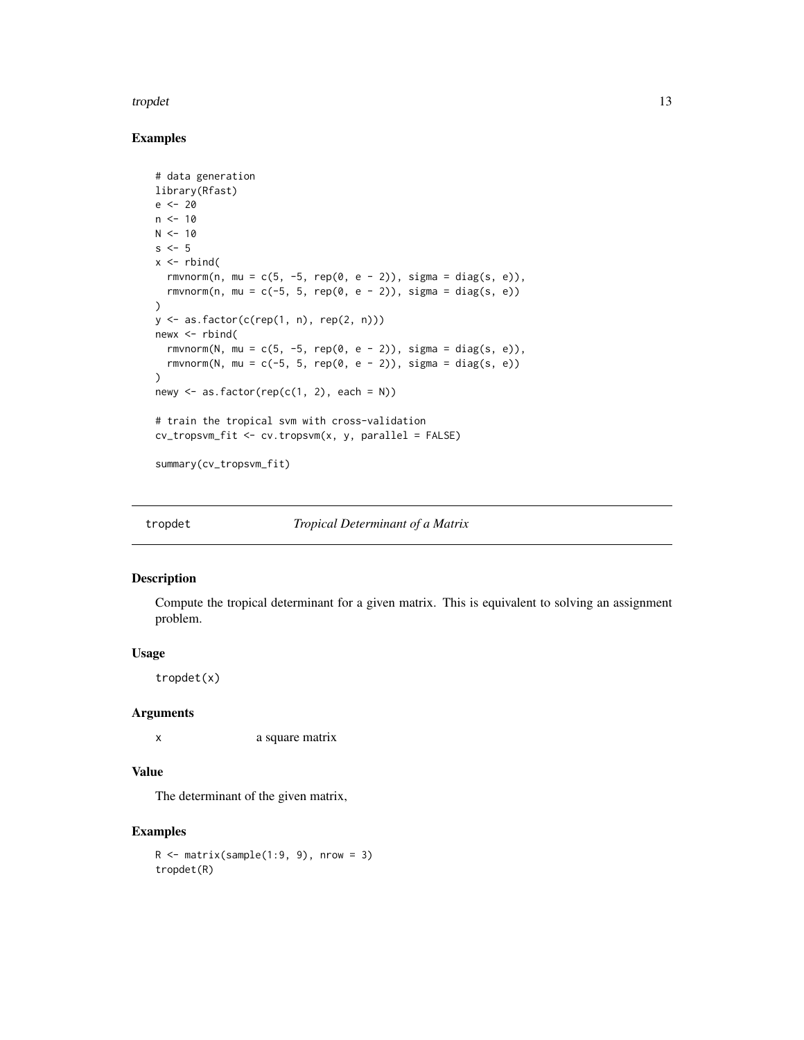## Examples

```
# data generation
library(Rfast)
e <- 20
n <- 10
N <- 10
s <- 5
x <- rbind(
  rmvnorm(n, mu = c(5, -5, rep(0, e - 2)), sigma = diag(s, e)),
  rmvnorm(n, mu = c(-5, 5, rep(0, e - 2)), sigma = diag(s, e))
)
y <- as.factor(c(rep(1, n), rep(2, n)))
newx <- rbind(
  rmvnorm(N, mu = c(5, -5, rep(0, e - 2)), sigma = diag(s, e)),
  rmvnorm(N, mu = c(-5, 5, rep(0, e - 2)), sigma = diag(s, e))
)
newy <- as.factor(rep(c(1, 2), each = N))

# train the tropical svm with cross-validation
cv_tropsvm_fit <- cv.tropsvm(x, y, parallel = FALSE)

summary(cv_tropsvm_fit)
```

---

# tropdet *Tropical Determinant of a Matrix*

## Description

Compute the tropical determinant for a given matrix. This is equivalent to solving an assignment problem.

## Usage

```
tropdet(x)
```

## Arguments

| | |
|---|---|
| x | a square matrix |

## Value

The determinant of the given matrix,

## Examples

```
R <- matrix(sample(1:9, 9), nrow = 3)
tropdet(R)
```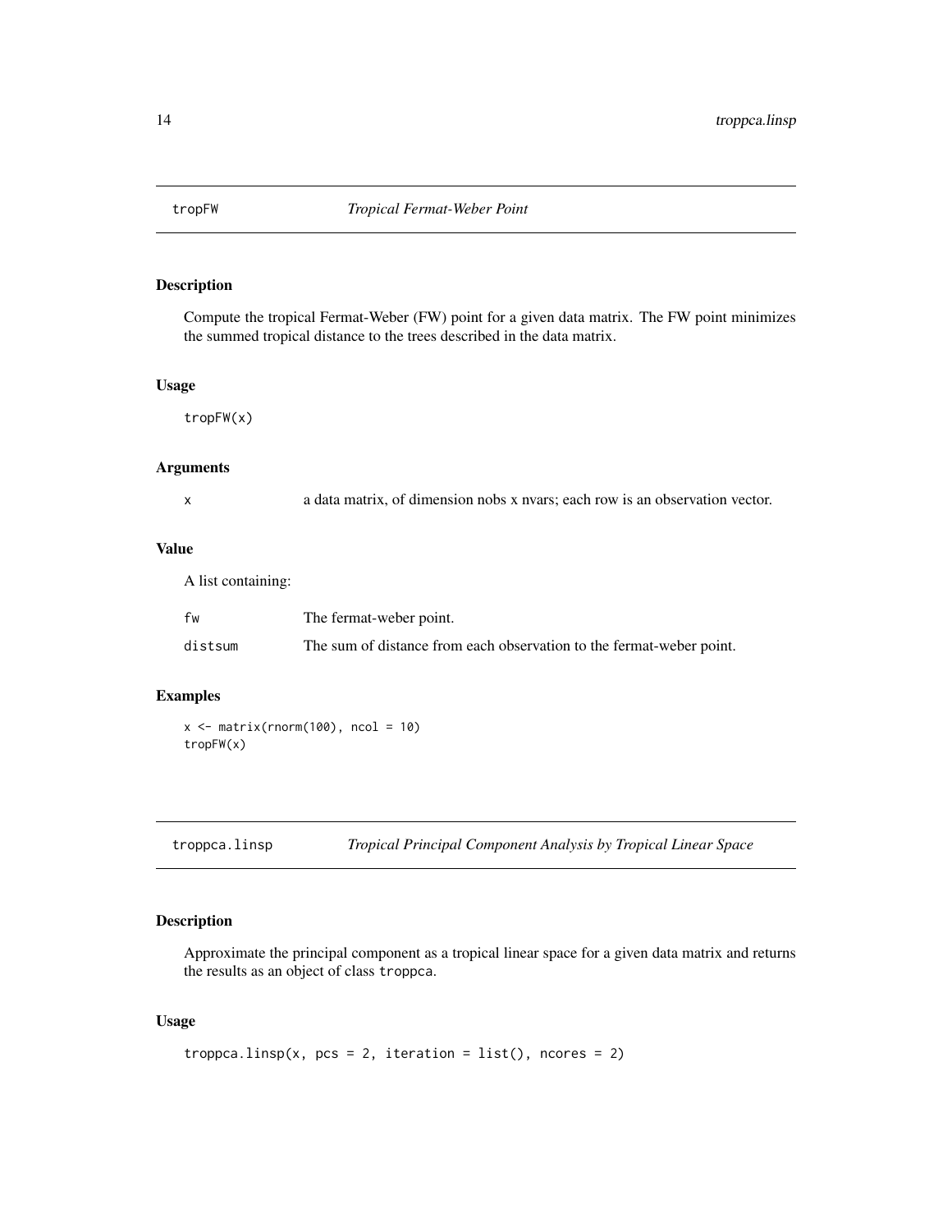## tropFW *Tropical Fermat-Weber Point*

### Description

Compute the tropical Fermat-Weber (FW) point for a given data matrix. The FW point minimizes the summed tropical distance to the trees described in the data matrix.

### Usage

```
tropFW(x)
```

### Arguments

| | |
|---|---|
| x | a data matrix, of dimension nobs x nvars; each row is an observation vector. |

### Value

A list containing:

| | |
|---|---|
| fw | The fermat-weber point. |
| distsum | The sum of distance from each observation to the fermat-weber point. |

### Examples

```
x <- matrix(rnorm(100), ncol = 10)
tropFW(x)
```

## troppca.linsp *Tropical Principal Component Analysis by Tropical Linear Space*

### Description

Approximate the principal component as a tropical linear space for a given data matrix and returns the results as an object of class troppca.

### Usage

```
troppca.linsp(x, pcs = 2, iteration = list(), ncores = 2)
```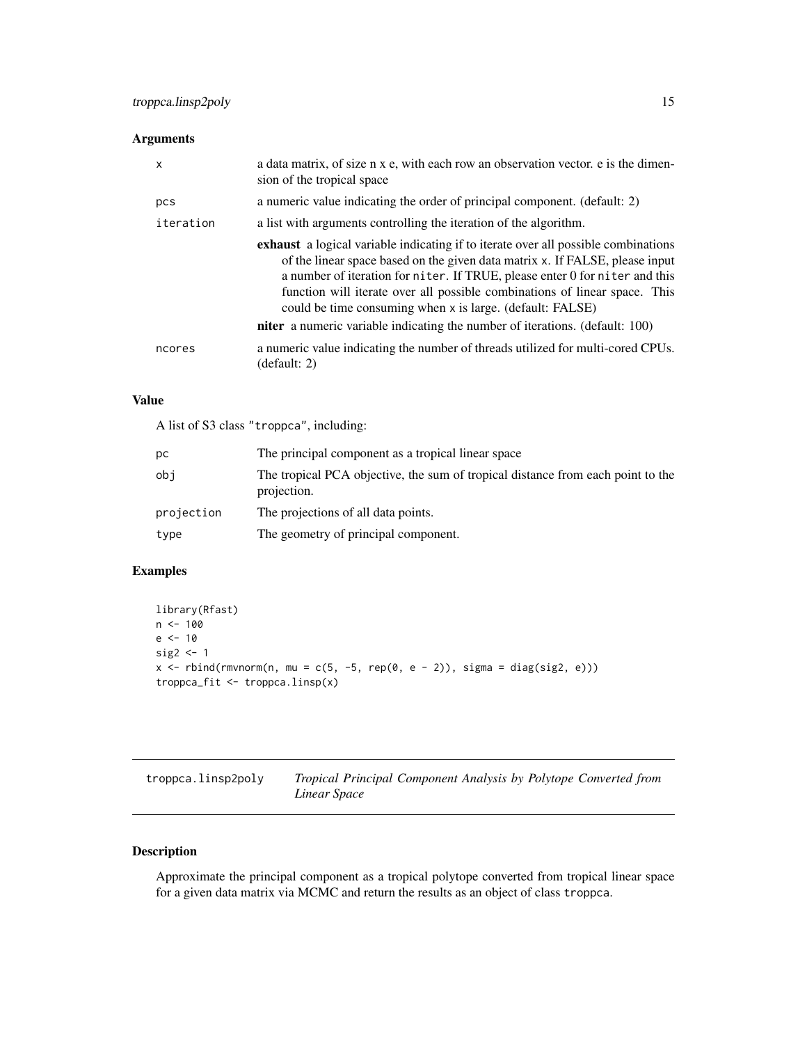### Arguments

| | |
|---|---|
| `x` | a data matrix, of size n x e, with each row an observation vector. e is the dimension of the tropical space |
| `pcs` | a numeric value indicating the order of principal component. (default: 2) |
| `iteration` | a list with arguments controlling the iteration of the algorithm.<br>**exhaust** a logical variable indicating if to iterate over all possible combinations of the linear space based on the given data matrix `x`. If FALSE, please input a number of iteration for `niter`. If TRUE, please enter 0 for `niter` and this function will iterate over all possible combinations of linear space. This could be time consuming when `x` is large. (default: FALSE)<br>**niter** a numeric variable indicating the number of iterations. (default: 100) |
| `ncores` | a numeric value indicating the number of threads utilized for multi-cored CPUs. (default: 2) |

### Value

A list of S3 class "troppca", including:

| | |
|---|---|
| `pc` | The principal component as a tropical linear space |
| `obj` | The tropical PCA objective, the sum of tropical distance from each point to the projection. |
| `projection` | The projections of all data points. |
| `type` | The geometry of principal component. |

### Examples

```
library(Rfast)
n <- 100
e <- 10
sig2 <- 1
x <- rbind(rmvnorm(n, mu = c(5, -5, rep(0, e - 2)), sigma = diag(sig2, e)))
troppca_fit <- troppca.linsp(x)
```

---

## troppca.linsp2poly — *Tropical Principal Component Analysis by Polytope Converted from Linear Space*

### Description

Approximate the principal component as a tropical polytope converted from tropical linear space for a given data matrix via MCMC and return the results as an object of class `troppca`.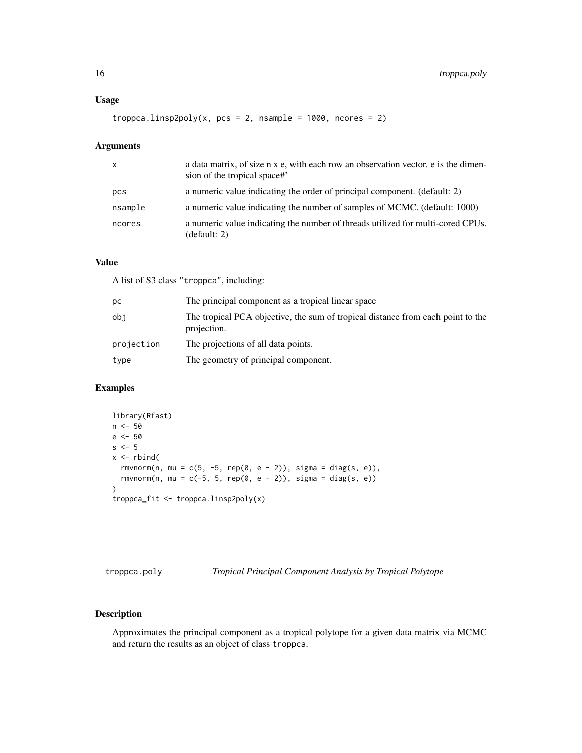### Usage

```
troppca.linsp2poly(x, pcs = 2, nsample = 1000, ncores = 2)
```

### Arguments

| | |
|---|---|
| x | a data matrix, of size n x e, with each row an observation vector. e is the dimension of the tropical space#' |
| pcs | a numeric value indicating the order of principal component. (default: 2) |
| nsample | a numeric value indicating the number of samples of MCMC. (default: 1000) |
| ncores | a numeric value indicating the number of threads utilized for multi-cored CPUs. (default: 2) |

### Value

A list of S3 class "troppca", including:

| | |
|---|---|
| pc | The principal component as a tropical linear space |
| obj | The tropical PCA objective, the sum of tropical distance from each point to the projection. |
| projection | The projections of all data points. |
| type | The geometry of principal component. |

### Examples

```
library(Rfast)
n <- 50
e <- 50
s <- 5
x <- rbind(
  rmvnorm(n, mu = c(5, -5, rep(0, e - 2)), sigma = diag(s, e)),
  rmvnorm(n, mu = c(-5, 5, rep(0, e - 2)), sigma = diag(s, e))
)
troppca_fit <- troppca.linsp2poly(x)
```

---

## troppca.poly — *Tropical Principal Component Analysis by Tropical Polytope*

### Description

Approximates the principal component as a tropical polytope for a given data matrix via MCMC and return the results as an object of class troppca.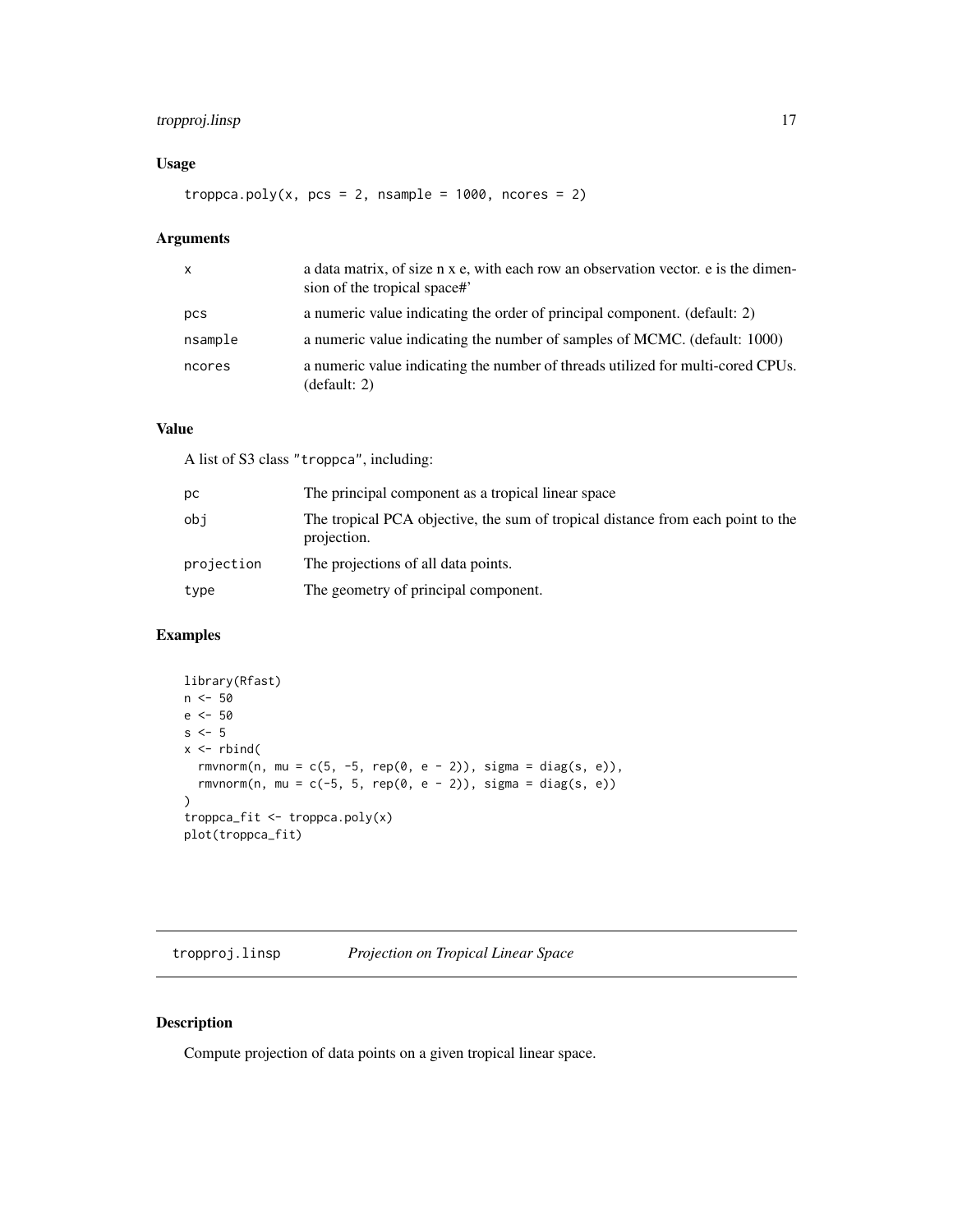## Usage

```
troppca.poly(x, pcs = 2, nsample = 1000, ncores = 2)
```

## Arguments

| | |
|---|---|
| x | a data matrix, of size n x e, with each row an observation vector. e is the dimension of the tropical space#' |
| pcs | a numeric value indicating the order of principal component. (default: 2) |
| nsample | a numeric value indicating the number of samples of MCMC. (default: 1000) |
| ncores | a numeric value indicating the number of threads utilized for multi-cored CPUs. (default: 2) |

## Value

A list of S3 class "troppca", including:

| | |
|---|---|
| pc | The principal component as a tropical linear space |
| obj | The tropical PCA objective, the sum of tropical distance from each point to the projection. |
| projection | The projections of all data points. |
| type | The geometry of principal component. |

## Examples

```
library(Rfast)
n <- 50
e <- 50
s <- 5
x <- rbind(
  rmvnorm(n, mu = c(5, -5, rep(0, e - 2)), sigma = diag(s, e)),
  rmvnorm(n, mu = c(-5, 5, rep(0, e - 2)), sigma = diag(s, e))
)
troppca_fit <- troppca.poly(x)
plot(troppca_fit)
```

---

# tropproj.linsp *Projection on Tropical Linear Space*

## Description

Compute projection of data points on a given tropical linear space.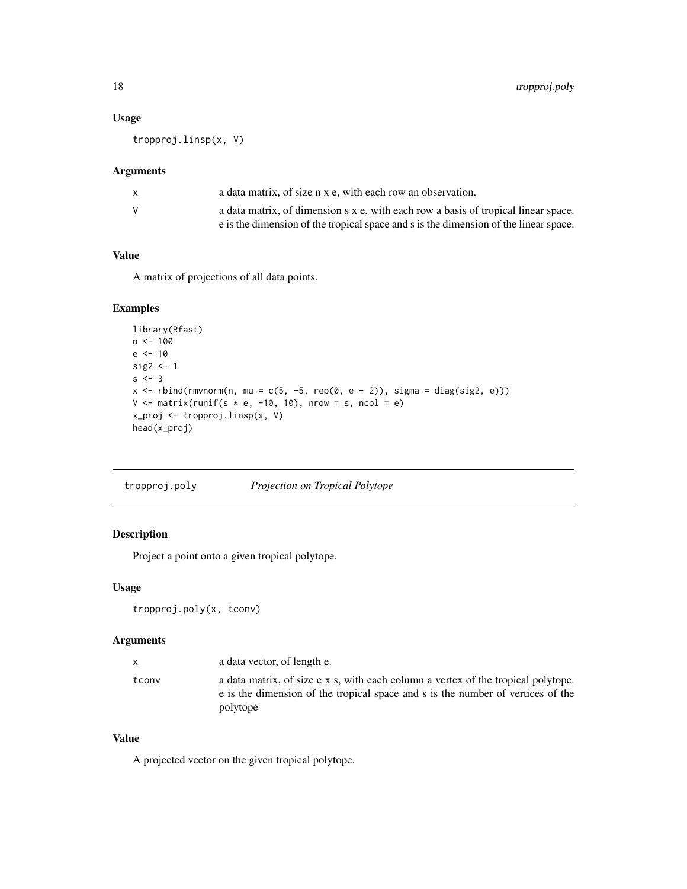### Usage

```
tropproj.linsp(x, V)
```

### Arguments

| | |
|---|---|
| x | a data matrix, of size n x e, with each row an observation. |
| V | a data matrix, of dimension s x e, with each row a basis of tropical linear space. e is the dimension of the tropical space and s is the dimension of the linear space. |

### Value

A matrix of projections of all data points.

### Examples

```
library(Rfast)
n <- 100
e <- 10
sig2 <- 1
s <- 3
x <- rbind(rmvnorm(n, mu = c(5, -5, rep(0, e - 2)), sigma = diag(sig2, e)))
V <- matrix(runif(s * e, -10, 10), nrow = s, ncol = e)
x_proj <- tropproj.linsp(x, V)
head(x_proj)
```

---

## tropproj.poly *Projection on Tropical Polytope*

### Description

Project a point onto a given tropical polytope.

### Usage

```
tropproj.poly(x, tconv)
```

### Arguments

| | |
|---|---|
| x | a data vector, of length e. |
| tconv | a data matrix, of size e x s, with each column a vertex of the tropical polytope. e is the dimension of the tropical space and s is the number of vertices of the polytope |

### Value

A projected vector on the given tropical polytope.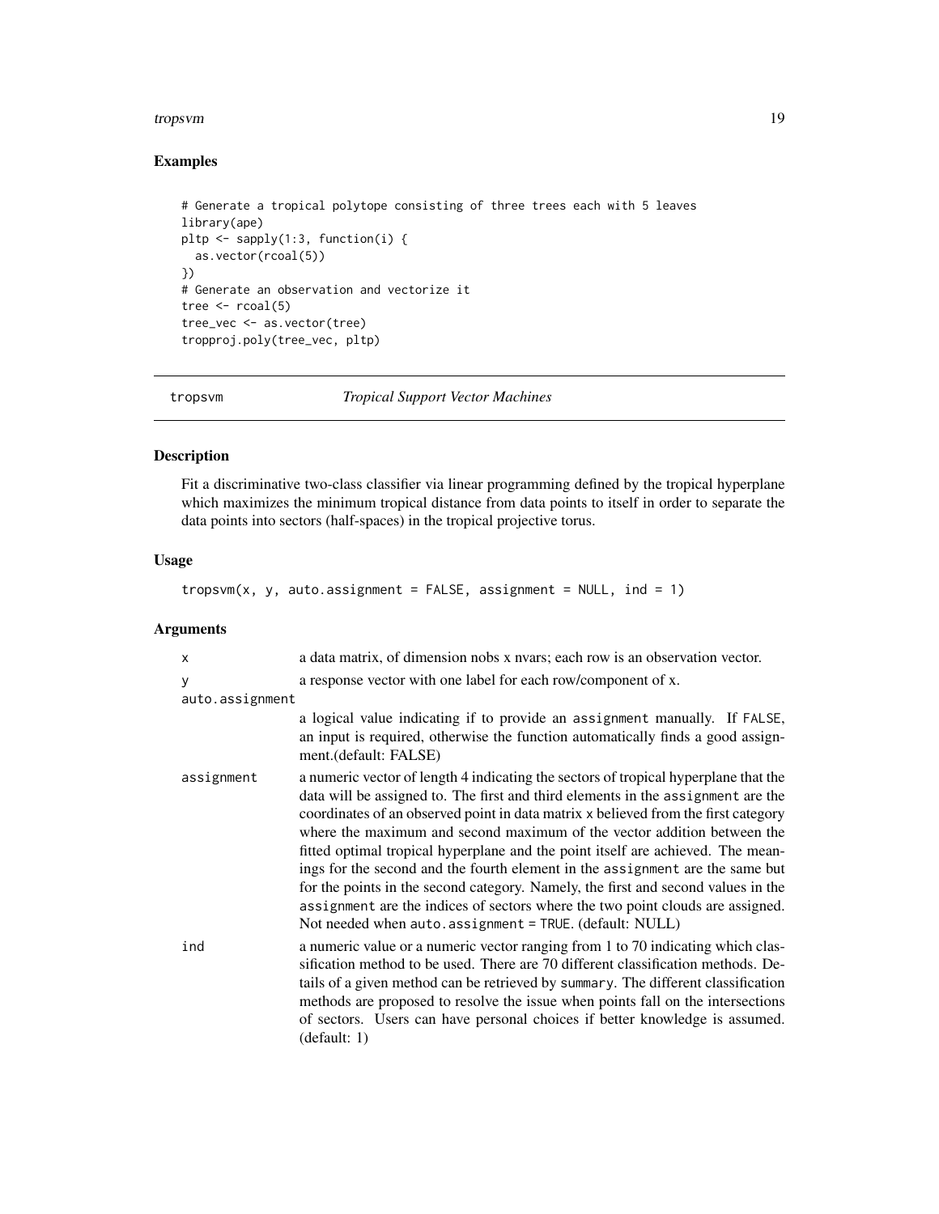## Examples

```
# Generate a tropical polytope consisting of three trees each with 5 leaves
library(ape)
pltp <- sapply(1:3, function(i) {
  as.vector(rcoal(5))
})
# Generate an observation and vectorize it
tree <- rcoal(5)
tree_vec <- as.vector(tree)
tropproj.poly(tree_vec, pltp)
```

---

# tropsvm — *Tropical Support Vector Machines*

## Description

Fit a discriminative two-class classifier via linear programming defined by the tropical hyperplane which maximizes the minimum tropical distance from data points to itself in order to separate the data points into sectors (half-spaces) in the tropical projective torus.

## Usage

```
tropsvm(x, y, auto.assignment = FALSE, assignment = NULL, ind = 1)
```

## Arguments

| | |
|---|---|
| x | a data matrix, of dimension nobs x nvars; each row is an observation vector. |
| y | a response vector with one label for each row/component of x. |
| auto.assignment | a logical value indicating if to provide an assignment manually. If FALSE, an input is required, otherwise the function automatically finds a good assignment.(default: FALSE) |
| assignment | a numeric vector of length 4 indicating the sectors of tropical hyperplane that the data will be assigned to. The first and third elements in the assignment are the coordinates of an observed point in data matrix x believed from the first category where the maximum and second maximum of the vector addition between the fitted optimal tropical hyperplane and the point itself are achieved. The meanings for the second and the fourth element in the assignment are the same but for the points in the second category. Namely, the first and second values in the assignment are the indices of sectors where the two point clouds are assigned. Not needed when auto.assignment = TRUE. (default: NULL) |
| ind | a numeric value or a numeric vector ranging from 1 to 70 indicating which classification method to be used. There are 70 different classification methods. Details of a given method can be retrieved by summary. The different classification methods are proposed to resolve the issue when points fall on the intersections of sectors. Users can have personal choices if better knowledge is assumed. (default: 1) |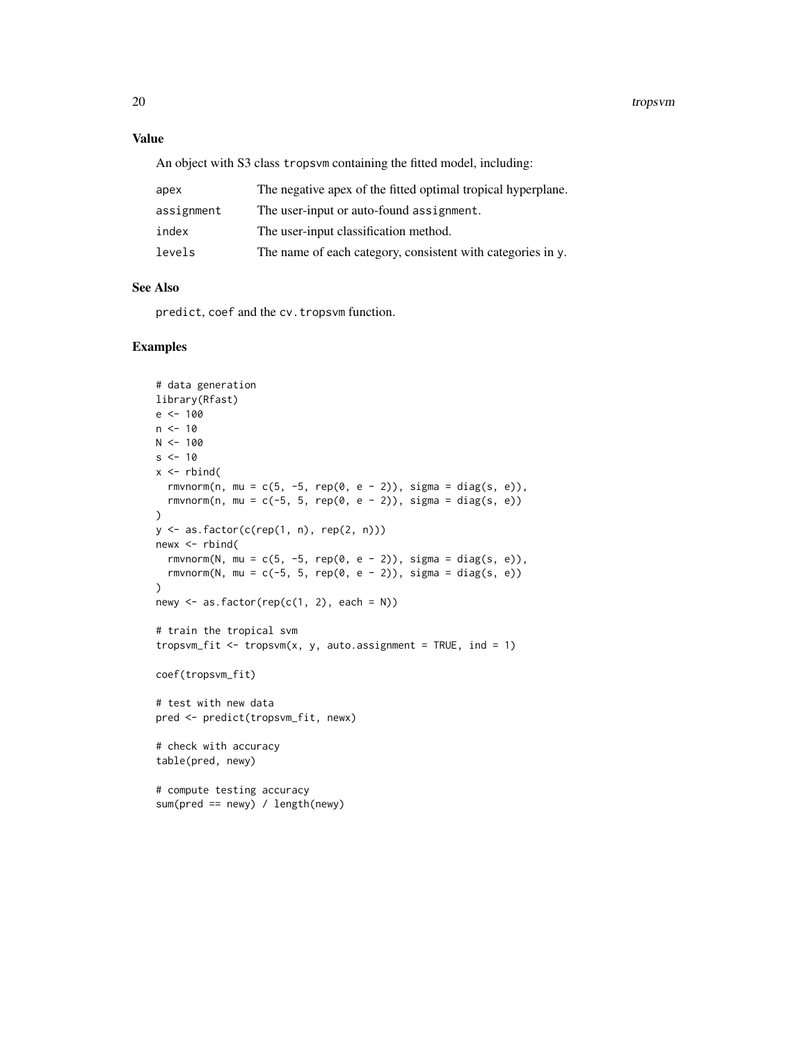### Value

An object with S3 class `tropsvm` containing the fitted model, including:

| | |
|---|---|
| apex | The negative apex of the fitted optimal tropical hyperplane. |
| assignment | The user-input or auto-found `assignment`. |
| index | The user-input classification method. |
| levels | The name of each category, consistent with categories in `y`. |

### See Also

`predict`, `coef` and the `cv.tropsvm` function.

### Examples

```
# data generation
library(Rfast)
e <- 100
n <- 10
N <- 100
s <- 10
x <- rbind(
  rmvnorm(n, mu = c(5, -5, rep(0, e - 2)), sigma = diag(s, e)),
  rmvnorm(n, mu = c(-5, 5, rep(0, e - 2)), sigma = diag(s, e))
)
y <- as.factor(c(rep(1, n), rep(2, n)))
newx <- rbind(
  rmvnorm(N, mu = c(5, -5, rep(0, e - 2)), sigma = diag(s, e)),
  rmvnorm(N, mu = c(-5, 5, rep(0, e - 2)), sigma = diag(s, e))
)
newy <- as.factor(rep(c(1, 2), each = N))

# train the tropical svm
tropsvm_fit <- tropsvm(x, y, auto.assignment = TRUE, ind = 1)

coef(tropsvm_fit)

# test with new data
pred <- predict(tropsvm_fit, newx)

# check with accuracy
table(pred, newy)

# compute testing accuracy
sum(pred == newy) / length(newy)
```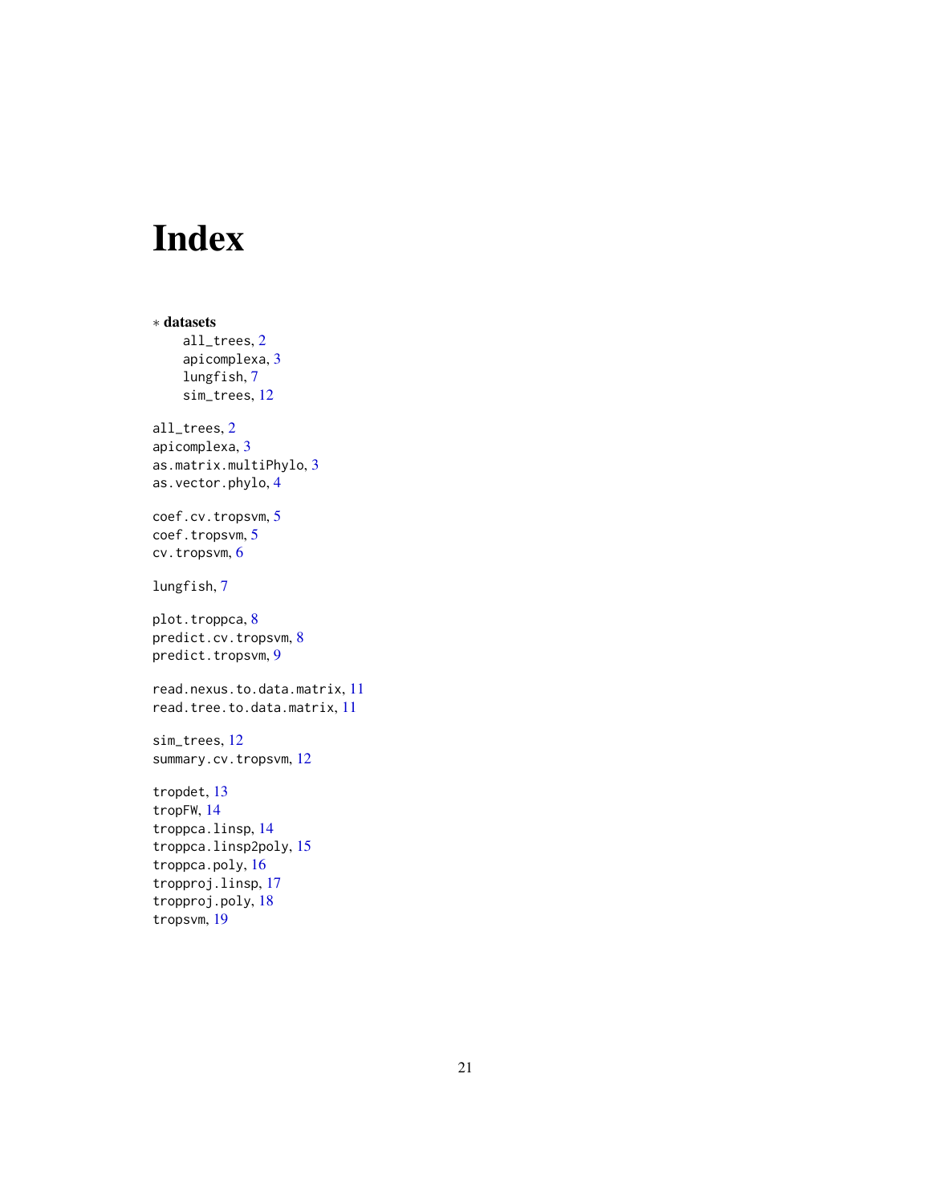# Index

* **datasets**
    - all_trees, 2
    - apicomplexa, 3
    - lungfish, 7
    - sim_trees, 12

all_trees, 2
apicomplexa, 3
as.matrix.multiPhylo, 3
as.vector.phylo, 4

coef.cv.tropsvm, 5
coef.tropsvm, 5
cv.tropsvm, 6

lungfish, 7

plot.troppca, 8
predict.cv.tropsvm, 8
predict.tropsvm, 9

read.nexus.to.data.matrix, 11
read.tree.to.data.matrix, 11

sim_trees, 12
summary.cv.tropsvm, 12

tropdet, 13
tropFW, 14
troppca.linsp, 14
troppca.linsp2poly, 15
troppca.poly, 16
tropproj.linsp, 17
tropproj.poly, 18
tropsvm, 19